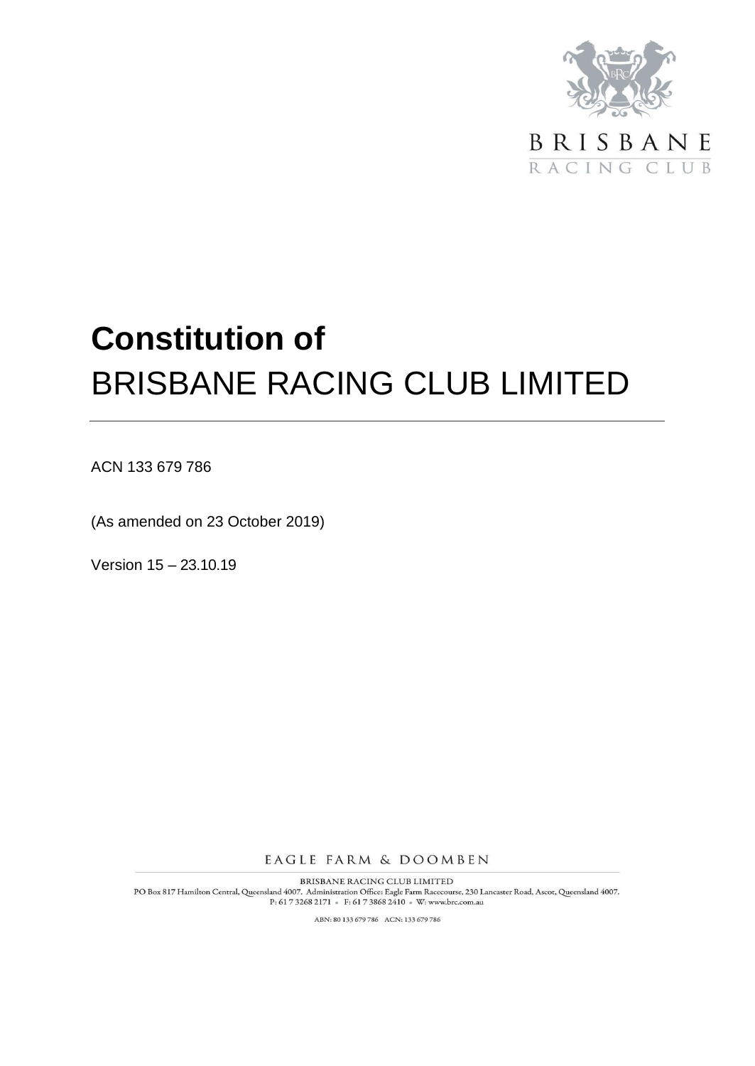BRISBANE
RACING CLUB

# Constitution of
# BRISBANE RACING CLUB LIMITED

---

ACN 133 679 786

(As amended on 23 October 2019)

Version 15 – 23.10.19

EAGLE FARM & DOOMBEN

BRISBANE RACING CLUB LIMITED
PO Box 817 Hamilton Central, Queensland 4007. Administration Office: Eagle Farm Racecourse, 230 Lancaster Road, Ascot, Queensland 4007.
P: 61 7 3268 2171 • F: 61 7 3868 2410 • W: www.brc.com.au

ABN: 80 133 679 786 ACN: 133 679 786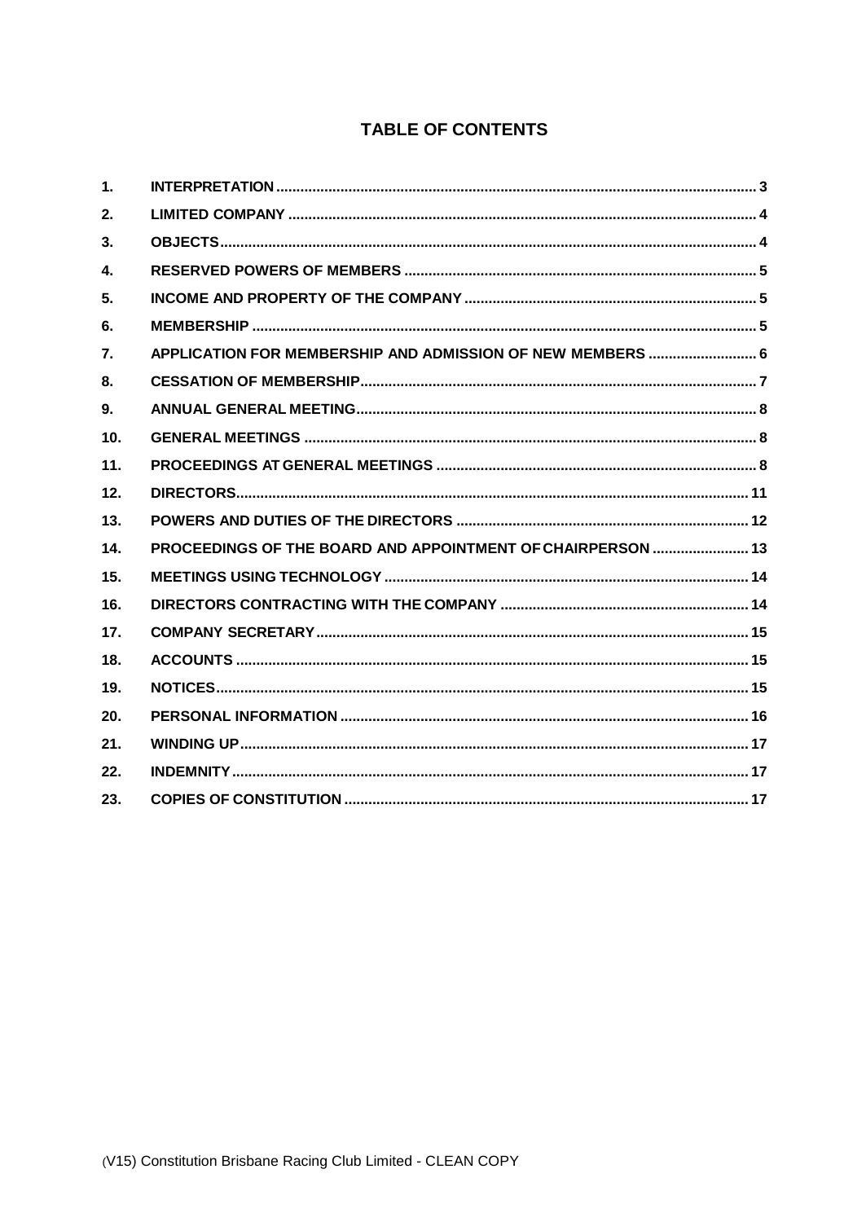## TABLE OF CONTENTS

| | | |
|---|---|---|
| 1. | INTERPRETATION | 3 |
| 2. | LIMITED COMPANY | 4 |
| 3. | OBJECTS | 4 |
| 4. | RESERVED POWERS OF MEMBERS | 5 |
| 5. | INCOME AND PROPERTY OF THE COMPANY | 5 |
| 6. | MEMBERSHIP | 5 |
| 7. | APPLICATION FOR MEMBERSHIP AND ADMISSION OF NEW MEMBERS | 6 |
| 8. | CESSATION OF MEMBERSHIP | 7 |
| 9. | ANNUAL GENERAL MEETING | 8 |
| 10. | GENERAL MEETINGS | 8 |
| 11. | PROCEEDINGS AT GENERAL MEETINGS | 8 |
| 12. | DIRECTORS | 11 |
| 13. | POWERS AND DUTIES OF THE DIRECTORS | 12 |
| 14. | PROCEEDINGS OF THE BOARD AND APPOINTMENT OF CHAIRPERSON | 13 |
| 15. | MEETINGS USING TECHNOLOGY | 14 |
| 16. | DIRECTORS CONTRACTING WITH THE COMPANY | 14 |
| 17. | COMPANY SECRETARY | 15 |
| 18. | ACCOUNTS | 15 |
| 19. | NOTICES | 15 |
| 20. | PERSONAL INFORMATION | 16 |
| 21. | WINDING UP | 17 |
| 22. | INDEMNITY | 17 |
| 23. | COPIES OF CONSTITUTION | 17 |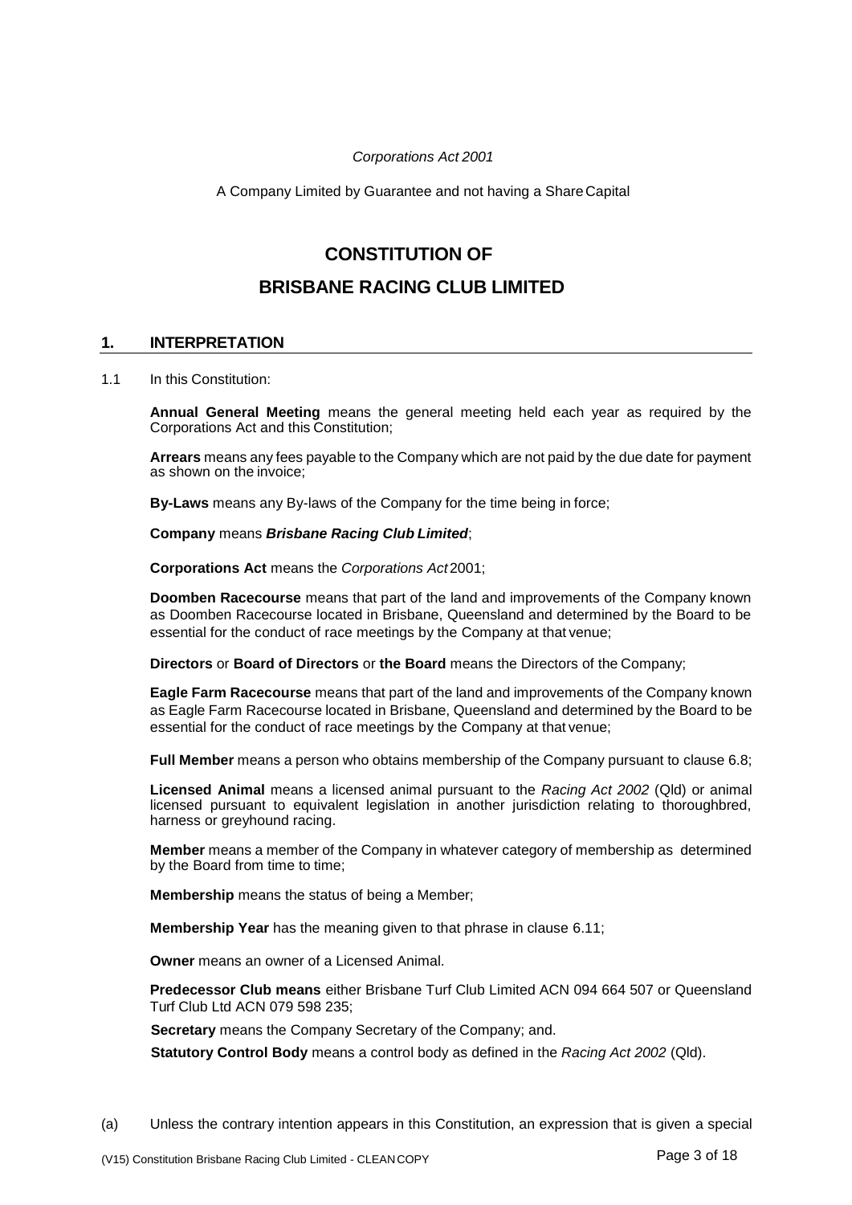*Corporations Act 2001*

A Company Limited by Guarantee and not having a Share Capital

# CONSTITUTION OF

# BRISBANE RACING CLUB LIMITED

## 1. INTERPRETATION

1.1 In this Constitution:

**Annual General Meeting** means the general meeting held each year as required by the Corporations Act and this Constitution;

**Arrears** means any fees payable to the Company which are not paid by the due date for payment as shown on the invoice;

**By-Laws** means any By-laws of the Company for the time being in force;

**Company** means ***Brisbane Racing Club Limited***;

**Corporations Act** means the *Corporations Act* 2001;

**Doomben Racecourse** means that part of the land and improvements of the Company known as Doomben Racecourse located in Brisbane, Queensland and determined by the Board to be essential for the conduct of race meetings by the Company at that venue;

**Directors** or **Board of Directors** or **the Board** means the Directors of the Company;

**Eagle Farm Racecourse** means that part of the land and improvements of the Company known as Eagle Farm Racecourse located in Brisbane, Queensland and determined by the Board to be essential for the conduct of race meetings by the Company at that venue;

**Full Member** means a person who obtains membership of the Company pursuant to clause 6.8;

**Licensed Animal** means a licensed animal pursuant to the *Racing Act 2002* (Qld) or animal licensed pursuant to equivalent legislation in another jurisdiction relating to thoroughbred, harness or greyhound racing.

**Member** means a member of the Company in whatever category of membership as determined by the Board from time to time;

**Membership** means the status of being a Member;

**Membership Year** has the meaning given to that phrase in clause 6.11;

**Owner** means an owner of a Licensed Animal.

**Predecessor Club means** either Brisbane Turf Club Limited ACN 094 664 507 or Queensland Turf Club Ltd ACN 079 598 235;

**Secretary** means the Company Secretary of the Company; and.

**Statutory Control Body** means a control body as defined in the *Racing Act 2002* (Qld).

(a) Unless the contrary intention appears in this Constitution, an expression that is given a special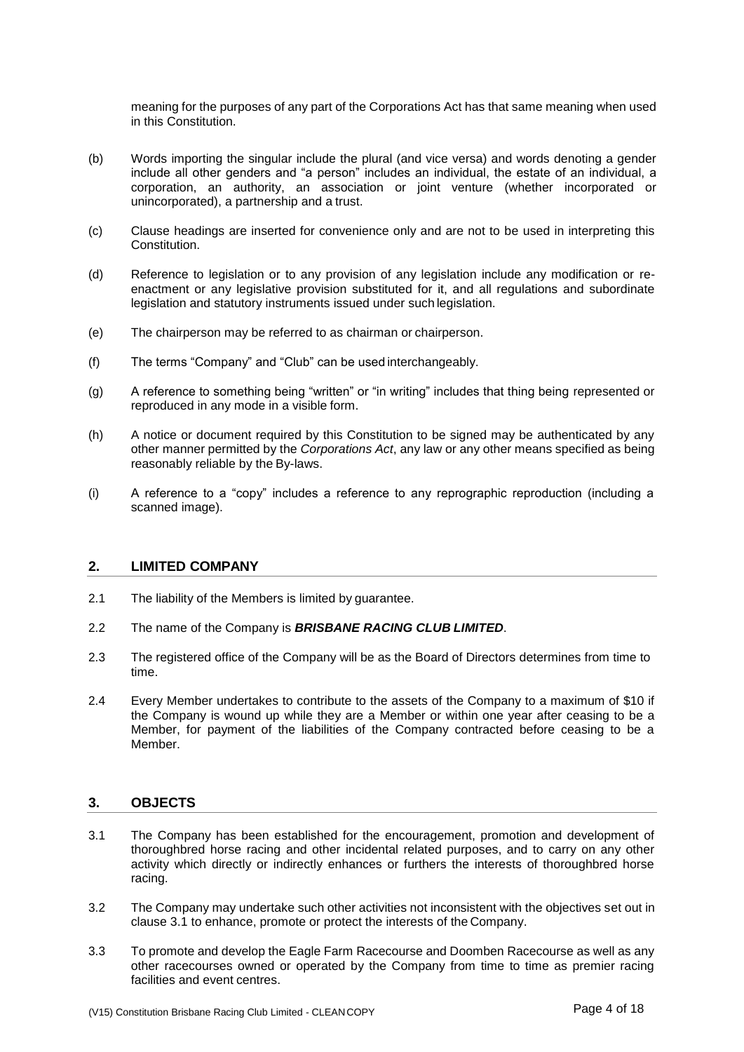meaning for the purposes of any part of the Corporations Act has that same meaning when used in this Constitution.

(b) Words importing the singular include the plural (and vice versa) and words denoting a gender include all other genders and "a person" includes an individual, the estate of an individual, a corporation, an authority, an association or joint venture (whether incorporated or unincorporated), a partnership and a trust.

(c) Clause headings are inserted for convenience only and are not to be used in interpreting this Constitution.

(d) Reference to legislation or to any provision of any legislation include any modification or re-enactment or any legislative provision substituted for it, and all regulations and subordinate legislation and statutory instruments issued under such legislation.

(e) The chairperson may be referred to as chairman or chairperson.

(f) The terms "Company" and "Club" can be used interchangeably.

(g) A reference to something being "written" or "in writing" includes that thing being represented or reproduced in any mode in a visible form.

(h) A notice or document required by this Constitution to be signed may be authenticated by any other manner permitted by the *Corporations Act*, any law or any other means specified as being reasonably reliable by the By-laws.

(i) A reference to a "copy" includes a reference to any reprographic reproduction (including a scanned image).

## 2. LIMITED COMPANY

2.1 The liability of the Members is limited by guarantee.

2.2 The name of the Company is ***BRISBANE RACING CLUB LIMITED***.

2.3 The registered office of the Company will be as the Board of Directors determines from time to time.

2.4 Every Member undertakes to contribute to the assets of the Company to a maximum of $10 if the Company is wound up while they are a Member or within one year after ceasing to be a Member, for payment of the liabilities of the Company contracted before ceasing to be a Member.

## 3. OBJECTS

3.1 The Company has been established for the encouragement, promotion and development of thoroughbred horse racing and other incidental related purposes, and to carry on any other activity which directly or indirectly enhances or furthers the interests of thoroughbred horse racing.

3.2 The Company may undertake such other activities not inconsistent with the objectives set out in clause 3.1 to enhance, promote or protect the interests of the Company.

3.3 To promote and develop the Eagle Farm Racecourse and Doomben Racecourse as well as any other racecourses owned or operated by the Company from time to time as premier racing facilities and event centres.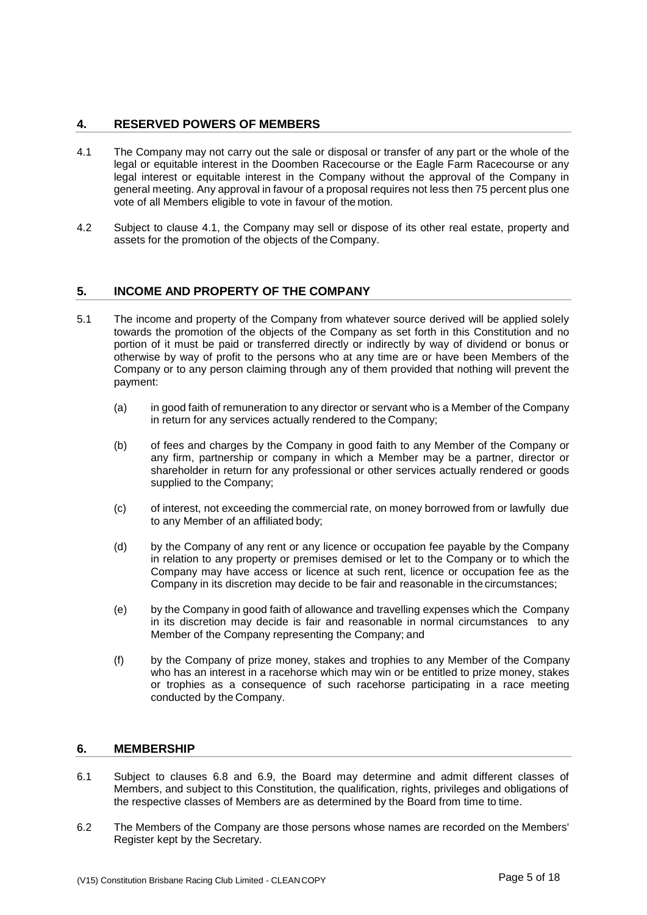## 4. RESERVED POWERS OF MEMBERS

4.1 The Company may not carry out the sale or disposal or transfer of any part or the whole of the legal or equitable interest in the Doomben Racecourse or the Eagle Farm Racecourse or any legal interest or equitable interest in the Company without the approval of the Company in general meeting. Any approval in favour of a proposal requires not less then 75 percent plus one vote of all Members eligible to vote in favour of the motion.

4.2 Subject to clause 4.1, the Company may sell or dispose of its other real estate, property and assets for the promotion of the objects of the Company.

## 5. INCOME AND PROPERTY OF THE COMPANY

5.1 The income and property of the Company from whatever source derived will be applied solely towards the promotion of the objects of the Company as set forth in this Constitution and no portion of it must be paid or transferred directly or indirectly by way of dividend or bonus or otherwise by way of profit to the persons who at any time are or have been Members of the Company or to any person claiming through any of them provided that nothing will prevent the payment:

(a) in good faith of remuneration to any director or servant who is a Member of the Company in return for any services actually rendered to the Company;

(b) of fees and charges by the Company in good faith to any Member of the Company or any firm, partnership or company in which a Member may be a partner, director or shareholder in return for any professional or other services actually rendered or goods supplied to the Company;

(c) of interest, not exceeding the commercial rate, on money borrowed from or lawfully due to any Member of an affiliated body;

(d) by the Company of any rent or any licence or occupation fee payable by the Company in relation to any property or premises demised or let to the Company or to which the Company may have access or licence at such rent, licence or occupation fee as the Company in its discretion may decide to be fair and reasonable in the circumstances;

(e) by the Company in good faith of allowance and travelling expenses which the Company in its discretion may decide is fair and reasonable in normal circumstances to any Member of the Company representing the Company; and

(f) by the Company of prize money, stakes and trophies to any Member of the Company who has an interest in a racehorse which may win or be entitled to prize money, stakes or trophies as a consequence of such racehorse participating in a race meeting conducted by the Company.

## 6. MEMBERSHIP

6.1 Subject to clauses 6.8 and 6.9, the Board may determine and admit different classes of Members, and subject to this Constitution, the qualification, rights, privileges and obligations of the respective classes of Members are as determined by the Board from time to time.

6.2 The Members of the Company are those persons whose names are recorded on the Members' Register kept by the Secretary.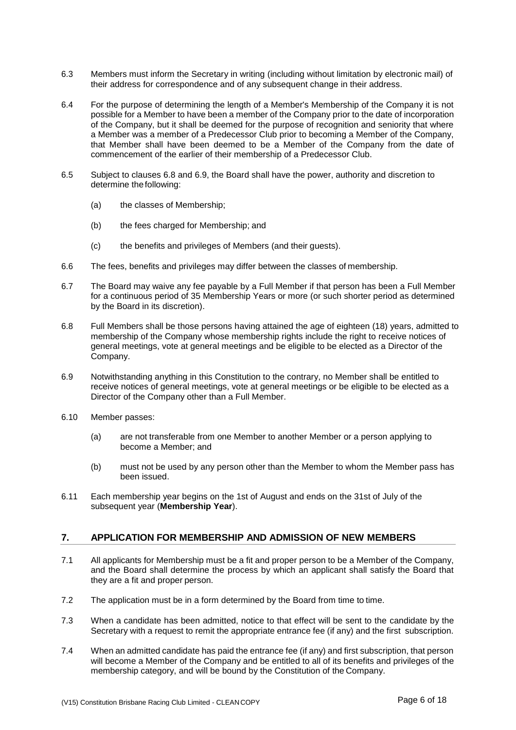6.3 Members must inform the Secretary in writing (including without limitation by electronic mail) of their address for correspondence and of any subsequent change in their address.

6.4 For the purpose of determining the length of a Member's Membership of the Company it is not possible for a Member to have been a member of the Company prior to the date of incorporation of the Company, but it shall be deemed for the purpose of recognition and seniority that where a Member was a member of a Predecessor Club prior to becoming a Member of the Company, that Member shall have been deemed to be a Member of the Company from the date of commencement of the earlier of their membership of a Predecessor Club.

6.5 Subject to clauses 6.8 and 6.9, the Board shall have the power, authority and discretion to determine the following:

(a) the classes of Membership;

(b) the fees charged for Membership; and

(c) the benefits and privileges of Members (and their guests).

6.6 The fees, benefits and privileges may differ between the classes of membership.

6.7 The Board may waive any fee payable by a Full Member if that person has been a Full Member for a continuous period of 35 Membership Years or more (or such shorter period as determined by the Board in its discretion).

6.8 Full Members shall be those persons having attained the age of eighteen (18) years, admitted to membership of the Company whose membership rights include the right to receive notices of general meetings, vote at general meetings and be eligible to be elected as a Director of the Company.

6.9 Notwithstanding anything in this Constitution to the contrary, no Member shall be entitled to receive notices of general meetings, vote at general meetings or be eligible to be elected as a Director of the Company other than a Full Member.

6.10 Member passes:

(a) are not transferable from one Member to another Member or a person applying to become a Member; and

(b) must not be used by any person other than the Member to whom the Member pass has been issued.

6.11 Each membership year begins on the 1st of August and ends on the 31st of July of the subsequent year (**Membership Year**).

## 7. APPLICATION FOR MEMBERSHIP AND ADMISSION OF NEW MEMBERS

7.1 All applicants for Membership must be a fit and proper person to be a Member of the Company, and the Board shall determine the process by which an applicant shall satisfy the Board that they are a fit and proper person.

7.2 The application must be in a form determined by the Board from time to time.

7.3 When a candidate has been admitted, notice to that effect will be sent to the candidate by the Secretary with a request to remit the appropriate entrance fee (if any) and the first subscription.

7.4 When an admitted candidate has paid the entrance fee (if any) and first subscription, that person will become a Member of the Company and be entitled to all of its benefits and privileges of the membership category, and will be bound by the Constitution of the Company.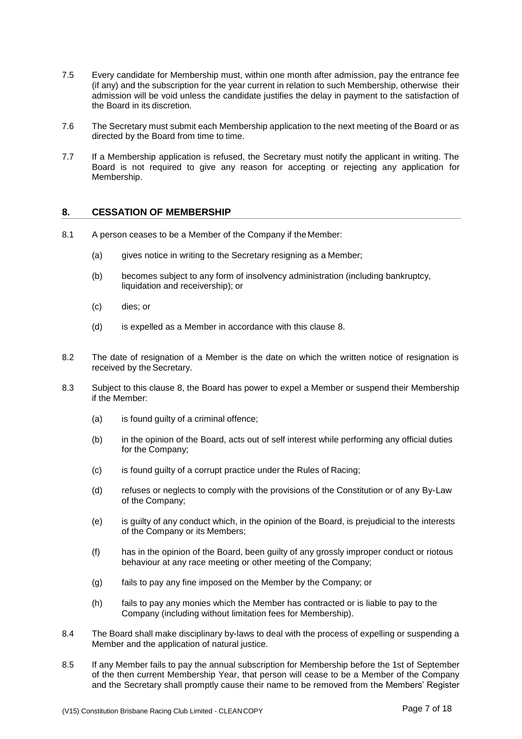7.5 Every candidate for Membership must, within one month after admission, pay the entrance fee (if any) and the subscription for the year current in relation to such Membership, otherwise their admission will be void unless the candidate justifies the delay in payment to the satisfaction of the Board in its discretion.

7.6 The Secretary must submit each Membership application to the next meeting of the Board or as directed by the Board from time to time.

7.7 If a Membership application is refused, the Secretary must notify the applicant in writing. The Board is not required to give any reason for accepting or rejecting any application for Membership.

## 8. CESSATION OF MEMBERSHIP

8.1 A person ceases to be a Member of the Company if the Member:

(a) gives notice in writing to the Secretary resigning as a Member;

(b) becomes subject to any form of insolvency administration (including bankruptcy, liquidation and receivership); or

(c) dies; or

(d) is expelled as a Member in accordance with this clause 8.

8.2 The date of resignation of a Member is the date on which the written notice of resignation is received by the Secretary.

8.3 Subject to this clause 8, the Board has power to expel a Member or suspend their Membership if the Member:

(a) is found guilty of a criminal offence;

(b) in the opinion of the Board, acts out of self interest while performing any official duties for the Company;

(c) is found guilty of a corrupt practice under the Rules of Racing;

(d) refuses or neglects to comply with the provisions of the Constitution or of any By-Law of the Company;

(e) is guilty of any conduct which, in the opinion of the Board, is prejudicial to the interests of the Company or its Members;

(f) has in the opinion of the Board, been guilty of any grossly improper conduct or riotous behaviour at any race meeting or other meeting of the Company;

(g) fails to pay any fine imposed on the Member by the Company; or

(h) fails to pay any monies which the Member has contracted or is liable to pay to the Company (including without limitation fees for Membership).

8.4 The Board shall make disciplinary by-laws to deal with the process of expelling or suspending a Member and the application of natural justice.

8.5 If any Member fails to pay the annual subscription for Membership before the 1st of September of the then current Membership Year, that person will cease to be a Member of the Company and the Secretary shall promptly cause their name to be removed from the Members' Register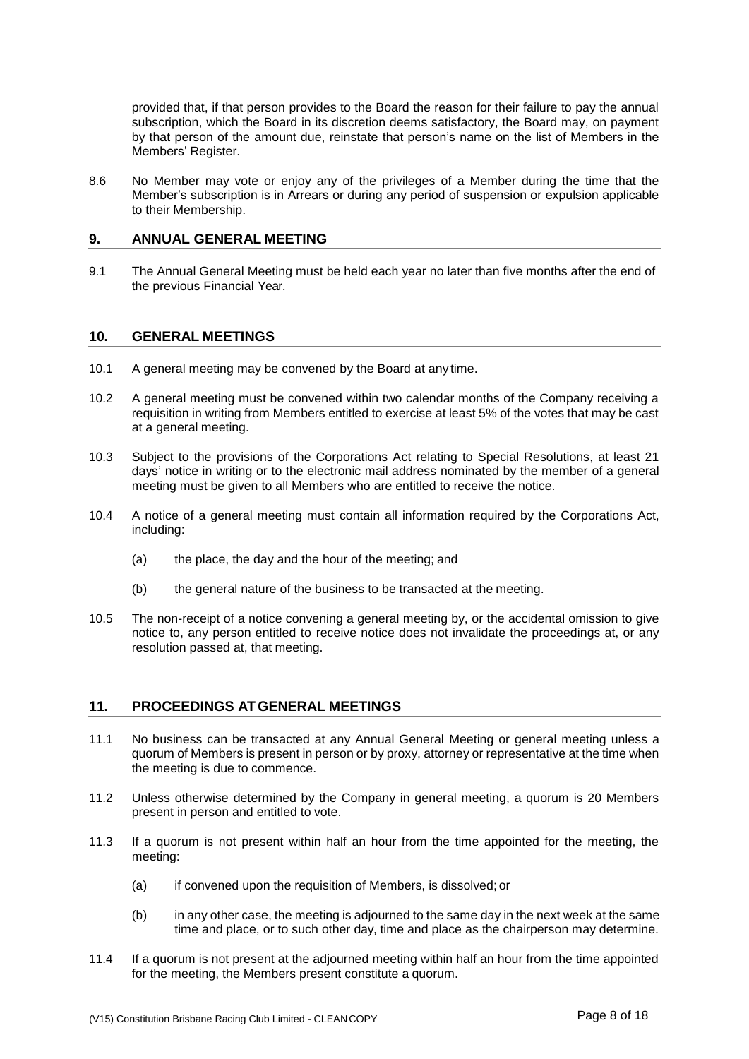provided that, if that person provides to the Board the reason for their failure to pay the annual subscription, which the Board in its discretion deems satisfactory, the Board may, on payment by that person of the amount due, reinstate that person's name on the list of Members in the Members' Register.

8.6 No Member may vote or enjoy any of the privileges of a Member during the time that the Member's subscription is in Arrears or during any period of suspension or expulsion applicable to their Membership.

## 9. ANNUAL GENERAL MEETING

9.1 The Annual General Meeting must be held each year no later than five months after the end of the previous Financial Year.

## 10. GENERAL MEETINGS

10.1 A general meeting may be convened by the Board at any time.

10.2 A general meeting must be convened within two calendar months of the Company receiving a requisition in writing from Members entitled to exercise at least 5% of the votes that may be cast at a general meeting.

10.3 Subject to the provisions of the Corporations Act relating to Special Resolutions, at least 21 days' notice in writing or to the electronic mail address nominated by the member of a general meeting must be given to all Members who are entitled to receive the notice.

10.4 A notice of a general meeting must contain all information required by the Corporations Act, including:

(a) the place, the day and the hour of the meeting; and

(b) the general nature of the business to be transacted at the meeting.

10.5 The non-receipt of a notice convening a general meeting by, or the accidental omission to give notice to, any person entitled to receive notice does not invalidate the proceedings at, or any resolution passed at, that meeting.

## 11. PROCEEDINGS AT GENERAL MEETINGS

11.1 No business can be transacted at any Annual General Meeting or general meeting unless a quorum of Members is present in person or by proxy, attorney or representative at the time when the meeting is due to commence.

11.2 Unless otherwise determined by the Company in general meeting, a quorum is 20 Members present in person and entitled to vote.

11.3 If a quorum is not present within half an hour from the time appointed for the meeting, the meeting:

(a) if convened upon the requisition of Members, is dissolved; or

(b) in any other case, the meeting is adjourned to the same day in the next week at the same time and place, or to such other day, time and place as the chairperson may determine.

11.4 If a quorum is not present at the adjourned meeting within half an hour from the time appointed for the meeting, the Members present constitute a quorum.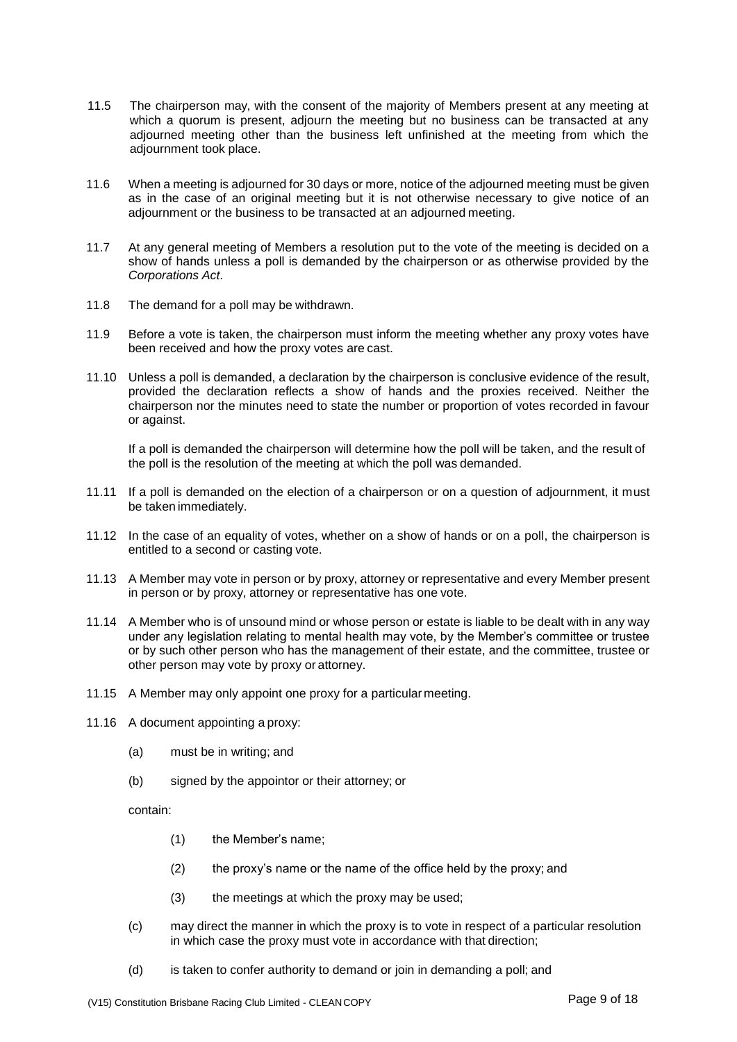11.5 The chairperson may, with the consent of the majority of Members present at any meeting at which a quorum is present, adjourn the meeting but no business can be transacted at any adjourned meeting other than the business left unfinished at the meeting from which the adjournment took place.

11.6 When a meeting is adjourned for 30 days or more, notice of the adjourned meeting must be given as in the case of an original meeting but it is not otherwise necessary to give notice of an adjournment or the business to be transacted at an adjourned meeting.

11.7 At any general meeting of Members a resolution put to the vote of the meeting is decided on a show of hands unless a poll is demanded by the chairperson or as otherwise provided by the *Corporations Act*.

11.8 The demand for a poll may be withdrawn.

11.9 Before a vote is taken, the chairperson must inform the meeting whether any proxy votes have been received and how the proxy votes are cast.

11.10 Unless a poll is demanded, a declaration by the chairperson is conclusive evidence of the result, provided the declaration reflects a show of hands and the proxies received. Neither the chairperson nor the minutes need to state the number or proportion of votes recorded in favour or against.

If a poll is demanded the chairperson will determine how the poll will be taken, and the result of the poll is the resolution of the meeting at which the poll was demanded.

11.11 If a poll is demanded on the election of a chairperson or on a question of adjournment, it must be taken immediately.

11.12 In the case of an equality of votes, whether on a show of hands or on a poll, the chairperson is entitled to a second or casting vote.

11.13 A Member may vote in person or by proxy, attorney or representative and every Member present in person or by proxy, attorney or representative has one vote.

11.14 A Member who is of unsound mind or whose person or estate is liable to be dealt with in any way under any legislation relating to mental health may vote, by the Member's committee or trustee or by such other person who has the management of their estate, and the committee, trustee or other person may vote by proxy or attorney.

11.15 A Member may only appoint one proxy for a particular meeting.

11.16 A document appointing a proxy:

(a) must be in writing; and

(b) signed by the appointor or their attorney; or

contain:

(1) the Member's name;

(2) the proxy's name or the name of the office held by the proxy; and

(3) the meetings at which the proxy may be used;

(c) may direct the manner in which the proxy is to vote in respect of a particular resolution in which case the proxy must vote in accordance with that direction;

(d) is taken to confer authority to demand or join in demanding a poll; and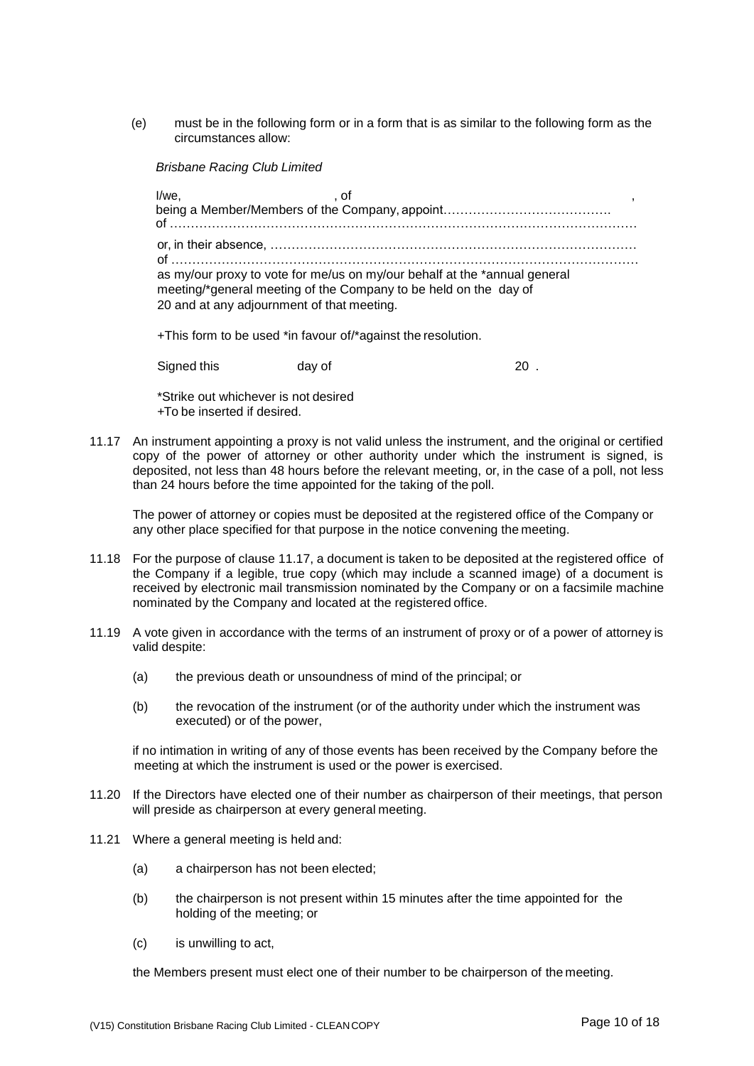(e) must be in the following form or in a form that is as similar to the following form as the circumstances allow:

*Brisbane Racing Club Limited*

I/we, , of ,
being a Member/Members of the Company, appoint………………………………….
of ………………………………………………………………………………………………

or, in their absence, ……………………………………………………………………………
of ………………………………………………………………………………………………
as my/our proxy to vote for me/us on my/our behalf at the *annual general meeting/*general meeting of the Company to be held on the day of 20 and at any adjournment of that meeting.

+This form to be used *in favour of/*against the resolution.

Signed this day of 20 .

*Strike out whichever is not desired
+To be inserted if desired.

11.17 An instrument appointing a proxy is not valid unless the instrument, and the original or certified copy of the power of attorney or other authority under which the instrument is signed, is deposited, not less than 48 hours before the relevant meeting, or, in the case of a poll, not less than 24 hours before the time appointed for the taking of the poll.

The power of attorney or copies must be deposited at the registered office of the Company or any other place specified for that purpose in the notice convening the meeting.

11.18 For the purpose of clause 11.17, a document is taken to be deposited at the registered office of the Company if a legible, true copy (which may include a scanned image) of a document is received by electronic mail transmission nominated by the Company or on a facsimile machine nominated by the Company and located at the registered office.

11.19 A vote given in accordance with the terms of an instrument of proxy or of a power of attorney is valid despite:

(a) the previous death or unsoundness of mind of the principal; or

(b) the revocation of the instrument (or of the authority under which the instrument was executed) or of the power,

if no intimation in writing of any of those events has been received by the Company before the meeting at which the instrument is used or the power is exercised.

11.20 If the Directors have elected one of their number as chairperson of their meetings, that person will preside as chairperson at every general meeting.

11.21 Where a general meeting is held and:

(a) a chairperson has not been elected;

(b) the chairperson is not present within 15 minutes after the time appointed for the holding of the meeting; or

(c) is unwilling to act,

the Members present must elect one of their number to be chairperson of the meeting.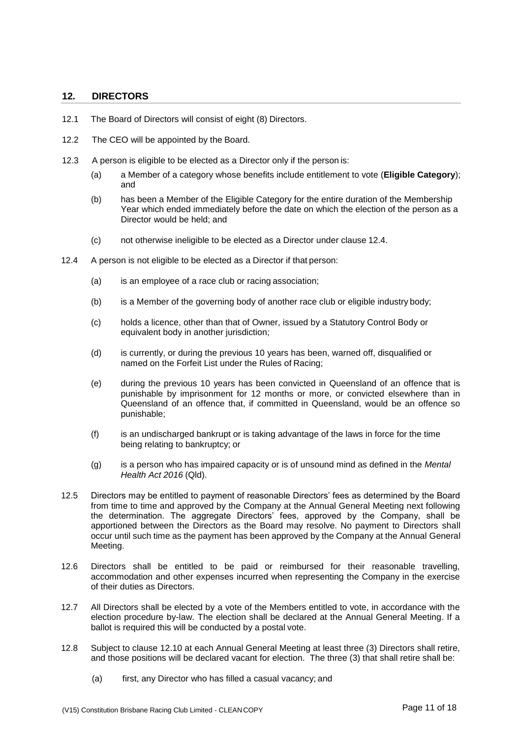## 12. DIRECTORS

12.1 The Board of Directors will consist of eight (8) Directors.

12.2 The CEO will be appointed by the Board.

12.3 A person is eligible to be elected as a Director only if the person is:

(a) a Member of a category whose benefits include entitlement to vote (**Eligible Category**); and

(b) has been a Member of the Eligible Category for the entire duration of the Membership Year which ended immediately before the date on which the election of the person as a Director would be held; and

(c) not otherwise ineligible to be elected as a Director under clause 12.4.

12.4 A person is not eligible to be elected as a Director if that person:

(a) is an employee of a race club or racing association;

(b) is a Member of the governing body of another race club or eligible industry body;

(c) holds a licence, other than that of Owner, issued by a Statutory Control Body or equivalent body in another jurisdiction;

(d) is currently, or during the previous 10 years has been, warned off, disqualified or named on the Forfeit List under the Rules of Racing;

(e) during the previous 10 years has been convicted in Queensland of an offence that is punishable by imprisonment for 12 months or more, or convicted elsewhere than in Queensland of an offence that, if committed in Queensland, would be an offence so punishable;

(f) is an undischarged bankrupt or is taking advantage of the laws in force for the time being relating to bankruptcy; or

(g) is a person who has impaired capacity or is of unsound mind as defined in the *Mental Health Act 2016* (Qld).

12.5 Directors may be entitled to payment of reasonable Directors' fees as determined by the Board from time to time and approved by the Company at the Annual General Meeting next following the determination. The aggregate Directors' fees, approved by the Company, shall be apportioned between the Directors as the Board may resolve. No payment to Directors shall occur until such time as the payment has been approved by the Company at the Annual General Meeting.

12.6 Directors shall be entitled to be paid or reimbursed for their reasonable travelling, accommodation and other expenses incurred when representing the Company in the exercise of their duties as Directors.

12.7 All Directors shall be elected by a vote of the Members entitled to vote, in accordance with the election procedure by-law. The election shall be declared at the Annual General Meeting. If a ballot is required this will be conducted by a postal vote.

12.8 Subject to clause 12.10 at each Annual General Meeting at least three (3) Directors shall retire, and those positions will be declared vacant for election. The three (3) that shall retire shall be:

(a) first, any Director who has filled a casual vacancy; and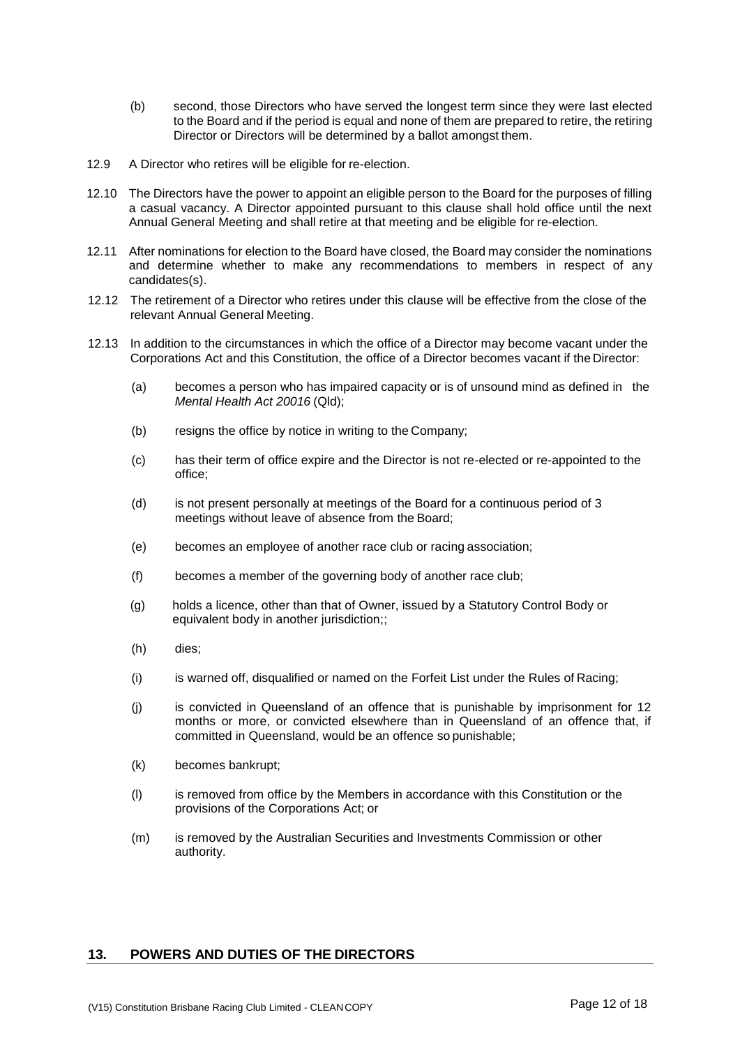(b) second, those Directors who have served the longest term since they were last elected to the Board and if the period is equal and none of them are prepared to retire, the retiring Director or Directors will be determined by a ballot amongst them.

12.9 A Director who retires will be eligible for re-election.

12.10 The Directors have the power to appoint an eligible person to the Board for the purposes of filling a casual vacancy. A Director appointed pursuant to this clause shall hold office until the next Annual General Meeting and shall retire at that meeting and be eligible for re-election.

12.11 After nominations for election to the Board have closed, the Board may consider the nominations and determine whether to make any recommendations to members in respect of any candidates(s).

12.12 The retirement of a Director who retires under this clause will be effective from the close of the relevant Annual General Meeting.

12.13 In addition to the circumstances in which the office of a Director may become vacant under the Corporations Act and this Constitution, the office of a Director becomes vacant if the Director:

(a) becomes a person who has impaired capacity or is of unsound mind as defined in the *Mental Health Act 20016* (Qld);

(b) resigns the office by notice in writing to the Company;

(c) has their term of office expire and the Director is not re-elected or re-appointed to the office;

(d) is not present personally at meetings of the Board for a continuous period of 3 meetings without leave of absence from the Board;

(e) becomes an employee of another race club or racing association;

(f) becomes a member of the governing body of another race club;

(g) holds a licence, other than that of Owner, issued by a Statutory Control Body or equivalent body in another jurisdiction;;

(h) dies;

(i) is warned off, disqualified or named on the Forfeit List under the Rules of Racing;

(j) is convicted in Queensland of an offence that is punishable by imprisonment for 12 months or more, or convicted elsewhere than in Queensland of an offence that, if committed in Queensland, would be an offence so punishable;

(k) becomes bankrupt;

(l) is removed from office by the Members in accordance with this Constitution or the provisions of the Corporations Act; or

(m) is removed by the Australian Securities and Investments Commission or other authority.

## 13. POWERS AND DUTIES OF THE DIRECTORS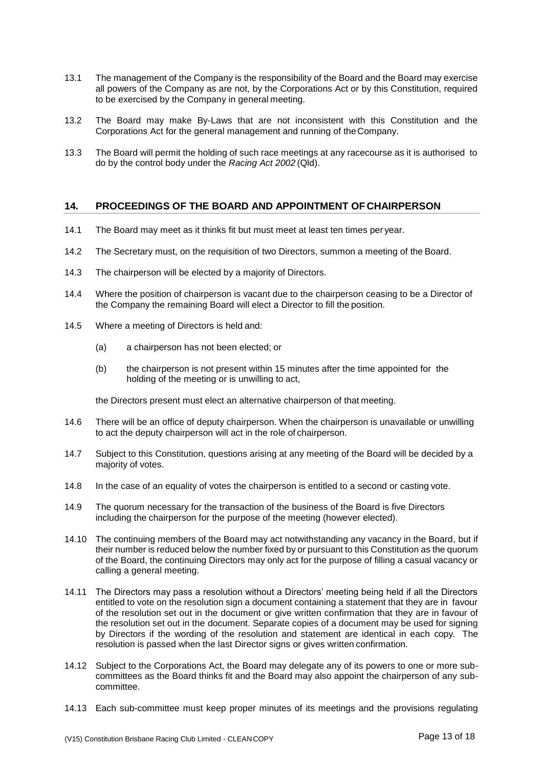13.1 The management of the Company is the responsibility of the Board and the Board may exercise all powers of the Company as are not, by the Corporations Act or by this Constitution, required to be exercised by the Company in general meeting.

13.2 The Board may make By-Laws that are not inconsistent with this Constitution and the Corporations Act for the general management and running of the Company.

13.3 The Board will permit the holding of such race meetings at any racecourse as it is authorised to do by the control body under the *Racing Act 2002* (Qld).

## 14. PROCEEDINGS OF THE BOARD AND APPOINTMENT OF CHAIRPERSON

14.1 The Board may meet as it thinks fit but must meet at least ten times per year.

14.2 The Secretary must, on the requisition of two Directors, summon a meeting of the Board.

14.3 The chairperson will be elected by a majority of Directors.

14.4 Where the position of chairperson is vacant due to the chairperson ceasing to be a Director of the Company the remaining Board will elect a Director to fill the position.

14.5 Where a meeting of Directors is held and:

(a) a chairperson has not been elected; or

(b) the chairperson is not present within 15 minutes after the time appointed for the holding of the meeting or is unwilling to act,

the Directors present must elect an alternative chairperson of that meeting.

14.6 There will be an office of deputy chairperson. When the chairperson is unavailable or unwilling to act the deputy chairperson will act in the role of chairperson.

14.7 Subject to this Constitution, questions arising at any meeting of the Board will be decided by a majority of votes.

14.8 In the case of an equality of votes the chairperson is entitled to a second or casting vote.

14.9 The quorum necessary for the transaction of the business of the Board is five Directors including the chairperson for the purpose of the meeting (however elected).

14.10 The continuing members of the Board may act notwithstanding any vacancy in the Board, but if their number is reduced below the number fixed by or pursuant to this Constitution as the quorum of the Board, the continuing Directors may only act for the purpose of filling a casual vacancy or calling a general meeting.

14.11 The Directors may pass a resolution without a Directors' meeting being held if all the Directors entitled to vote on the resolution sign a document containing a statement that they are in favour of the resolution set out in the document or give written confirmation that they are in favour of the resolution set out in the document. Separate copies of a document may be used for signing by Directors if the wording of the resolution and statement are identical in each copy. The resolution is passed when the last Director signs or gives written confirmation.

14.12 Subject to the Corporations Act, the Board may delegate any of its powers to one or more sub-committees as the Board thinks fit and the Board may also appoint the chairperson of any sub-committee.

14.13 Each sub-committee must keep proper minutes of its meetings and the provisions regulating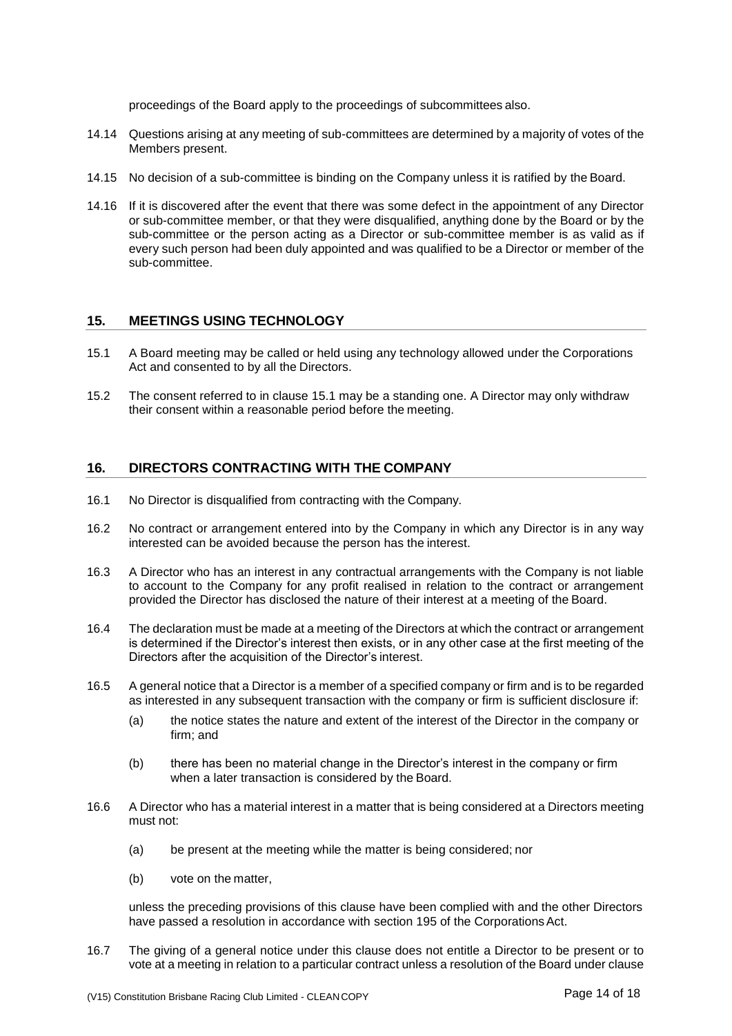proceedings of the Board apply to the proceedings of subcommittees also.

14.14 Questions arising at any meeting of sub-committees are determined by a majority of votes of the Members present.

14.15 No decision of a sub-committee is binding on the Company unless it is ratified by the Board.

14.16 If it is discovered after the event that there was some defect in the appointment of any Director or sub-committee member, or that they were disqualified, anything done by the Board or by the sub-committee or the person acting as a Director or sub-committee member is as valid as if every such person had been duly appointed and was qualified to be a Director or member of the sub-committee.

## 15. MEETINGS USING TECHNOLOGY

15.1 A Board meeting may be called or held using any technology allowed under the Corporations Act and consented to by all the Directors.

15.2 The consent referred to in clause 15.1 may be a standing one. A Director may only withdraw their consent within a reasonable period before the meeting.

## 16. DIRECTORS CONTRACTING WITH THE COMPANY

16.1 No Director is disqualified from contracting with the Company.

16.2 No contract or arrangement entered into by the Company in which any Director is in any way interested can be avoided because the person has the interest.

16.3 A Director who has an interest in any contractual arrangements with the Company is not liable to account to the Company for any profit realised in relation to the contract or arrangement provided the Director has disclosed the nature of their interest at a meeting of the Board.

16.4 The declaration must be made at a meeting of the Directors at which the contract or arrangement is determined if the Director's interest then exists, or in any other case at the first meeting of the Directors after the acquisition of the Director's interest.

16.5 A general notice that a Director is a member of a specified company or firm and is to be regarded as interested in any subsequent transaction with the company or firm is sufficient disclosure if:

(a) the notice states the nature and extent of the interest of the Director in the company or firm; and

(b) there has been no material change in the Director's interest in the company or firm when a later transaction is considered by the Board.

16.6 A Director who has a material interest in a matter that is being considered at a Directors meeting must not:

(a) be present at the meeting while the matter is being considered; nor

(b) vote on the matter,

unless the preceding provisions of this clause have been complied with and the other Directors have passed a resolution in accordance with section 195 of the Corporations Act.

16.7 The giving of a general notice under this clause does not entitle a Director to be present or to vote at a meeting in relation to a particular contract unless a resolution of the Board under clause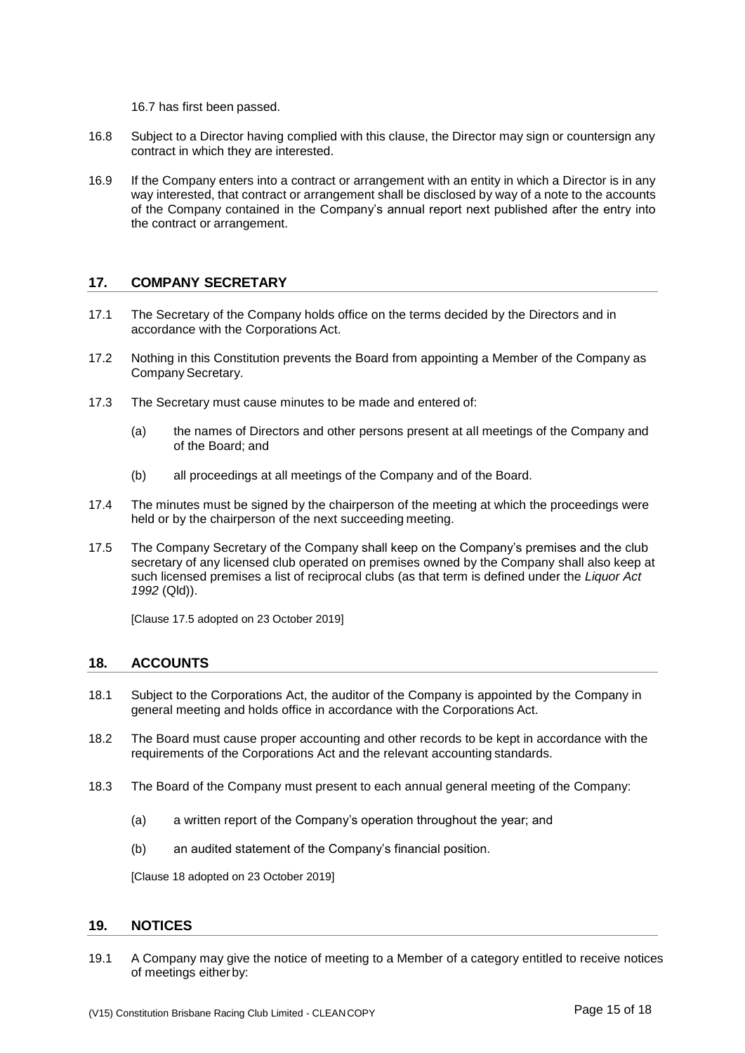16.7 has first been passed.

16.8 Subject to a Director having complied with this clause, the Director may sign or countersign any contract in which they are interested.

16.9 If the Company enters into a contract or arrangement with an entity in which a Director is in any way interested, that contract or arrangement shall be disclosed by way of a note to the accounts of the Company contained in the Company's annual report next published after the entry into the contract or arrangement.

## 17. COMPANY SECRETARY

17.1 The Secretary of the Company holds office on the terms decided by the Directors and in accordance with the Corporations Act.

17.2 Nothing in this Constitution prevents the Board from appointing a Member of the Company as Company Secretary.

17.3 The Secretary must cause minutes to be made and entered of:

(a) the names of Directors and other persons present at all meetings of the Company and of the Board; and

(b) all proceedings at all meetings of the Company and of the Board.

17.4 The minutes must be signed by the chairperson of the meeting at which the proceedings were held or by the chairperson of the next succeeding meeting.

17.5 The Company Secretary of the Company shall keep on the Company's premises and the club secretary of any licensed club operated on premises owned by the Company shall also keep at such licensed premises a list of reciprocal clubs (as that term is defined under the *Liquor Act 1992* (Qld)).

[Clause 17.5 adopted on 23 October 2019]

## 18. ACCOUNTS

18.1 Subject to the Corporations Act, the auditor of the Company is appointed by the Company in general meeting and holds office in accordance with the Corporations Act.

18.2 The Board must cause proper accounting and other records to be kept in accordance with the requirements of the Corporations Act and the relevant accounting standards.

18.3 The Board of the Company must present to each annual general meeting of the Company:

(a) a written report of the Company's operation throughout the year; and

(b) an audited statement of the Company's financial position.

[Clause 18 adopted on 23 October 2019]

## 19. NOTICES

19.1 A Company may give the notice of meeting to a Member of a category entitled to receive notices of meetings either by: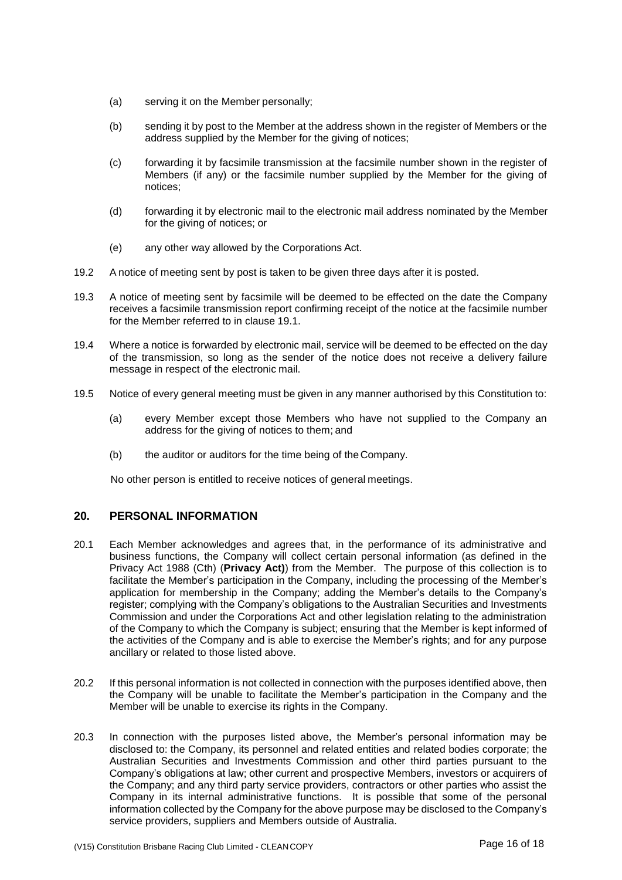(a) serving it on the Member personally;

(b) sending it by post to the Member at the address shown in the register of Members or the address supplied by the Member for the giving of notices;

(c) forwarding it by facsimile transmission at the facsimile number shown in the register of Members (if any) or the facsimile number supplied by the Member for the giving of notices;

(d) forwarding it by electronic mail to the electronic mail address nominated by the Member for the giving of notices; or

(e) any other way allowed by the Corporations Act.

19.2 A notice of meeting sent by post is taken to be given three days after it is posted.

19.3 A notice of meeting sent by facsimile will be deemed to be effected on the date the Company receives a facsimile transmission report confirming receipt of the notice at the facsimile number for the Member referred to in clause 19.1.

19.4 Where a notice is forwarded by electronic mail, service will be deemed to be effected on the day of the transmission, so long as the sender of the notice does not receive a delivery failure message in respect of the electronic mail.

19.5 Notice of every general meeting must be given in any manner authorised by this Constitution to:

(a) every Member except those Members who have not supplied to the Company an address for the giving of notices to them; and

(b) the auditor or auditors for the time being of the Company.

No other person is entitled to receive notices of general meetings.

## 20. PERSONAL INFORMATION

20.1 Each Member acknowledges and agrees that, in the performance of its administrative and business functions, the Company will collect certain personal information (as defined in the Privacy Act 1988 (Cth) (**Privacy Act)**) from the Member. The purpose of this collection is to facilitate the Member's participation in the Company, including the processing of the Member's application for membership in the Company; adding the Member's details to the Company's register; complying with the Company's obligations to the Australian Securities and Investments Commission and under the Corporations Act and other legislation relating to the administration of the Company to which the Company is subject; ensuring that the Member is kept informed of the activities of the Company and is able to exercise the Member's rights; and for any purpose ancillary or related to those listed above.

20.2 If this personal information is not collected in connection with the purposes identified above, then the Company will be unable to facilitate the Member's participation in the Company and the Member will be unable to exercise its rights in the Company.

20.3 In connection with the purposes listed above, the Member's personal information may be disclosed to: the Company, its personnel and related entities and related bodies corporate; the Australian Securities and Investments Commission and other third parties pursuant to the Company's obligations at law; other current and prospective Members, investors or acquirers of the Company; and any third party service providers, contractors or other parties who assist the Company in its internal administrative functions. It is possible that some of the personal information collected by the Company for the above purpose may be disclosed to the Company's service providers, suppliers and Members outside of Australia.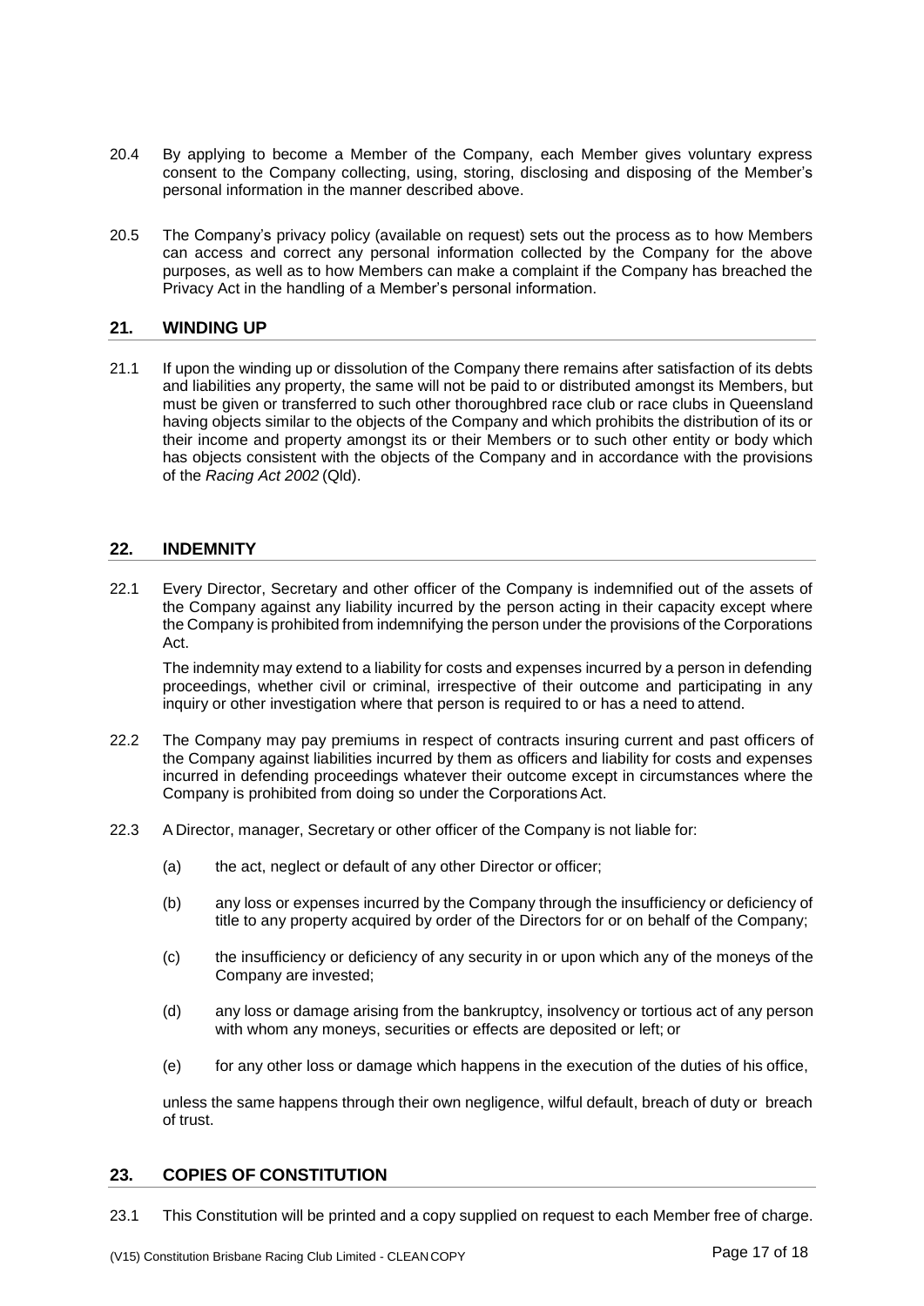20.4 By applying to become a Member of the Company, each Member gives voluntary express consent to the Company collecting, using, storing, disclosing and disposing of the Member's personal information in the manner described above.

20.5 The Company's privacy policy (available on request) sets out the process as to how Members can access and correct any personal information collected by the Company for the above purposes, as well as to how Members can make a complaint if the Company has breached the Privacy Act in the handling of a Member's personal information.

## 21. WINDING UP

21.1 If upon the winding up or dissolution of the Company there remains after satisfaction of its debts and liabilities any property, the same will not be paid to or distributed amongst its Members, but must be given or transferred to such other thoroughbred race club or race clubs in Queensland having objects similar to the objects of the Company and which prohibits the distribution of its or their income and property amongst its or their Members or to such other entity or body which has objects consistent with the objects of the Company and in accordance with the provisions of the *Racing Act 2002* (Qld).

## 22. INDEMNITY

22.1 Every Director, Secretary and other officer of the Company is indemnified out of the assets of the Company against any liability incurred by the person acting in their capacity except where the Company is prohibited from indemnifying the person under the provisions of the Corporations Act.

The indemnity may extend to a liability for costs and expenses incurred by a person in defending proceedings, whether civil or criminal, irrespective of their outcome and participating in any inquiry or other investigation where that person is required to or has a need to attend.

22.2 The Company may pay premiums in respect of contracts insuring current and past officers of the Company against liabilities incurred by them as officers and liability for costs and expenses incurred in defending proceedings whatever their outcome except in circumstances where the Company is prohibited from doing so under the Corporations Act.

22.3 A Director, manager, Secretary or other officer of the Company is not liable for:

(a) the act, neglect or default of any other Director or officer;

(b) any loss or expenses incurred by the Company through the insufficiency or deficiency of title to any property acquired by order of the Directors for or on behalf of the Company;

(c) the insufficiency or deficiency of any security in or upon which any of the moneys of the Company are invested;

(d) any loss or damage arising from the bankruptcy, insolvency or tortious act of any person with whom any moneys, securities or effects are deposited or left; or

(e) for any other loss or damage which happens in the execution of the duties of his office,

unless the same happens through their own negligence, wilful default, breach of duty or breach of trust.

## 23. COPIES OF CONSTITUTION

23.1 This Constitution will be printed and a copy supplied on request to each Member free of charge.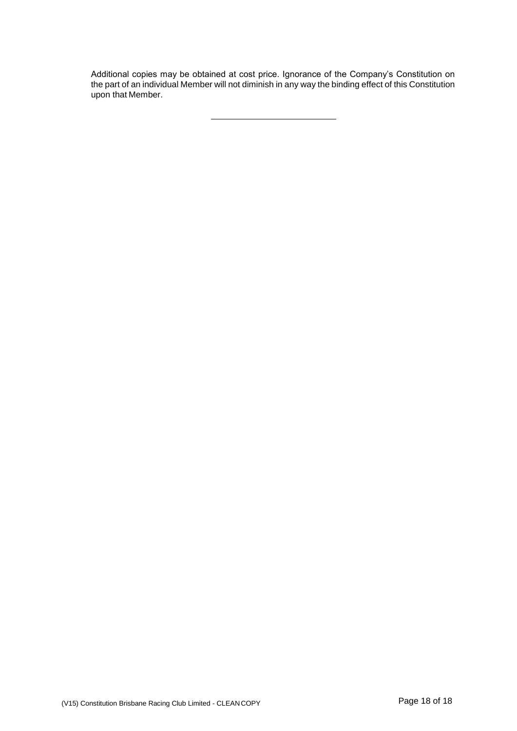Additional copies may be obtained at cost price. Ignorance of the Company's Constitution on the part of an individual Member will not diminish in any way the binding effect of this Constitution upon that Member.

---